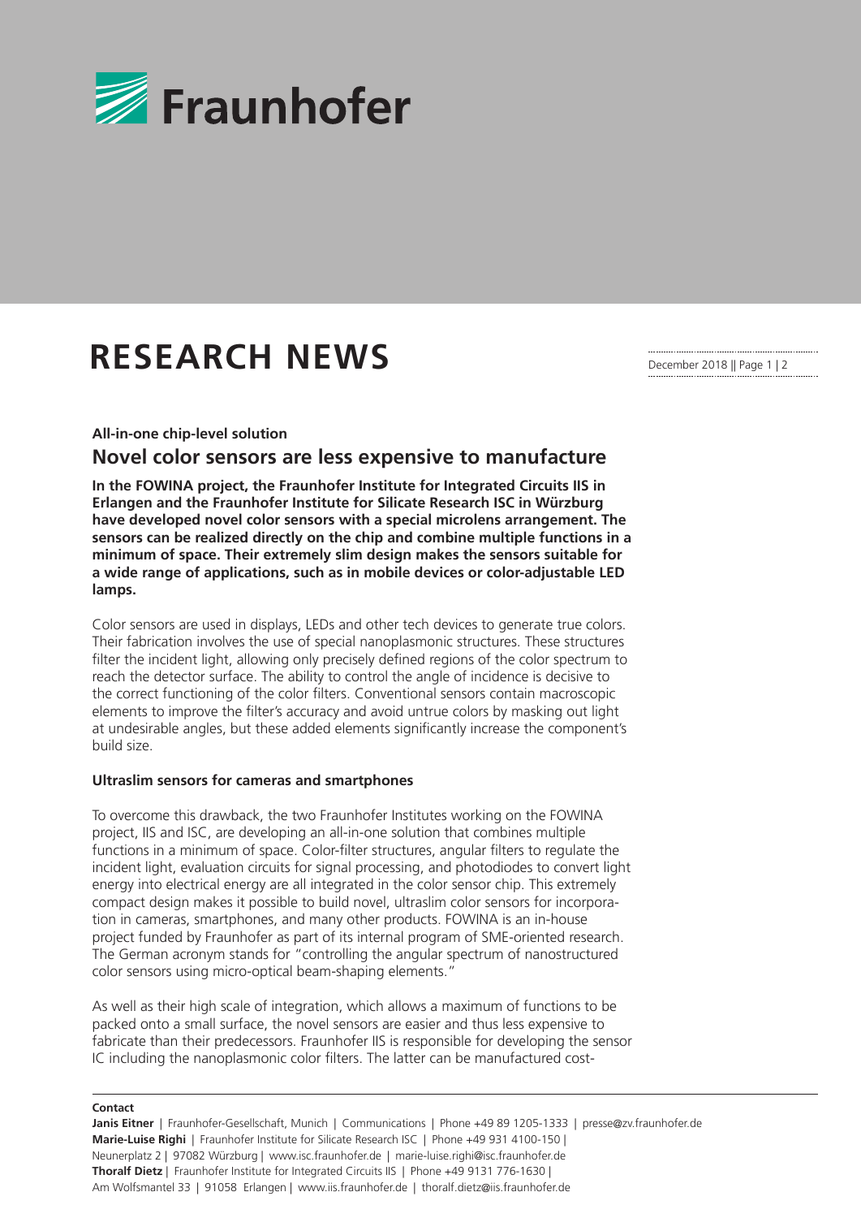# RESEARCH NEWS

**All-in-one chip-level solution**

## Novel color sensors are less expensive to manufacture

**In the FOWINA project, the Fraunhofer Institute for Integrated Circuits IIS in Erlangen and the Fraunhofer Institute for Silicate Research ISC in Würzburg have developed novel color sensors with a special microlens arrangement. The sensors can be realized directly on the chip and combine multiple functions in a minimum of space. Their extremely slim design makes the sensors suitable for a wide range of applications, such as in mobile devices or color-adjustable LED lamps.**

Color sensors are used in displays, LEDs and other tech devices to generate true colors. Their fabrication involves the use of special nanoplasmonic structures. These structures filter the incident light, allowing only precisely defined regions of the color spectrum to reach the detector surface. The ability to control the angle of incidence is decisive to the correct functioning of the color filters. Conventional sensors contain macroscopic elements to improve the filter's accuracy and avoid untrue colors by masking out light at undesirable angles, but these added elements significantly increase the component's build size.

### Ultraslim sensors for cameras and smartphones

To overcome this drawback, the two Fraunhofer Institutes working on the FOWINA project, IIS and ISC, are developing an all-in-one solution that combines multiple functions in a minimum of space. Color-filter structures, angular filters to regulate the incident light, evaluation circuits for signal processing, and photodiodes to convert light energy into electrical energy are all integrated in the color sensor chip. This extremely compact design makes it possible to build novel, ultraslim color sensors for incorporation in cameras, smartphones, and many other products. FOWINA is an in-house project funded by Fraunhofer as part of its internal program of SME-oriented research. The German acronym stands for "controlling the angular spectrum of nanostructured color sensors using micro-optical beam-shaping elements."

As well as their high scale of integration, which allows a maximum of functions to be packed onto a small surface, the novel sensors are easier and thus less expensive to fabricate than their predecessors. Fraunhofer IIS is responsible for developing the sensor IC including the nanoplasmonic color filters. The latter can be manufactured cost-

**Contact**

**Janis Eitner** | Fraunhofer-Gesellschaft, Munich | Communications | Phone +49 89 1205-1333 | presse@zv.fraunhofer.de
**Marie-Luise Righi** | Fraunhofer Institute for Silicate Research ISC | Phone +49 931 4100-150 | Neunerplatz 2 | 97082 Würzburg | www.isc.fraunhofer.de | marie-luise.righi@isc.fraunhofer.de
**Thoralf Dietz** | Fraunhofer Institute for Integrated Circuits IIS | Phone +49 9131 776-1630 | Am Wolfsmantel 33 | 91058 Erlangen | www.iis.fraunhofer.de | thoralf.dietz@iis.fraunhofer.de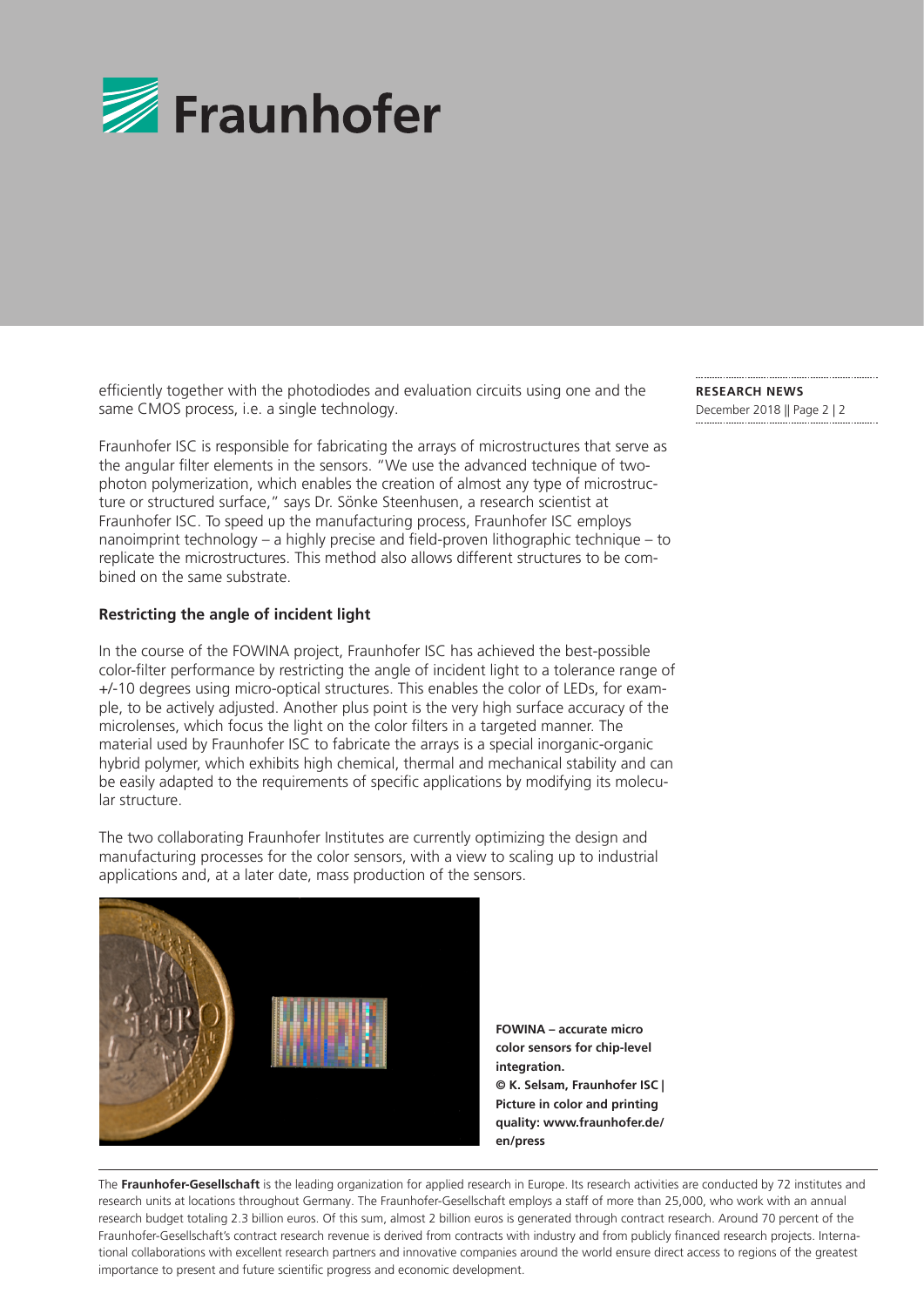efficiently together with the photodiodes and evaluation circuits using one and the same CMOS process, i.e. a single technology.

Fraunhofer ISC is responsible for fabricating the arrays of microstructures that serve as the angular filter elements in the sensors. "We use the advanced technique of two-photon polymerization, which enables the creation of almost any type of microstructure or structured surface," says Dr. Sönke Steenhusen, a research scientist at Fraunhofer ISC. To speed up the manufacturing process, Fraunhofer ISC employs nanoimprint technology – a highly precise and field-proven lithographic technique – to replicate the microstructures. This method also allows different structures to be combined on the same substrate.

**Restricting the angle of incident light**

In the course of the FOWINA project, Fraunhofer ISC has achieved the best-possible color-filter performance by restricting the angle of incident light to a tolerance range of +/-10 degrees using micro-optical structures. This enables the color of LEDs, for example, to be actively adjusted. Another plus point is the very high surface accuracy of the microlenses, which focus the light on the color filters in a targeted manner. The material used by Fraunhofer ISC to fabricate the arrays is a special inorganic-organic hybrid polymer, which exhibits high chemical, thermal and mechanical stability and can be easily adapted to the requirements of specific applications by modifying its molecular structure.

The two collaborating Fraunhofer Institutes are currently optimizing the design and manufacturing processes for the color sensors, with a view to scaling up to industrial applications and, at a later date, mass production of the sensors.

**FOWINA – accurate micro color sensors for chip-level integration.**
**© K. Selsam, Fraunhofer ISC | Picture in color and printing quality: www.fraunhofer.de/en/press**

The **Fraunhofer-Gesellschaft** is the leading organization for applied research in Europe. Its research activities are conducted by 72 institutes and research units at locations throughout Germany. The Fraunhofer-Gesellschaft employs a staff of more than 25,000, who work with an annual research budget totaling 2.3 billion euros. Of this sum, almost 2 billion euros is generated through contract research. Around 70 percent of the Fraunhofer-Gesellschaft's contract research revenue is derived from contracts with industry and from publicly financed research projects. International collaborations with excellent research partners and innovative companies around the world ensure direct access to regions of the greatest importance to present and future scientific progress and economic development.